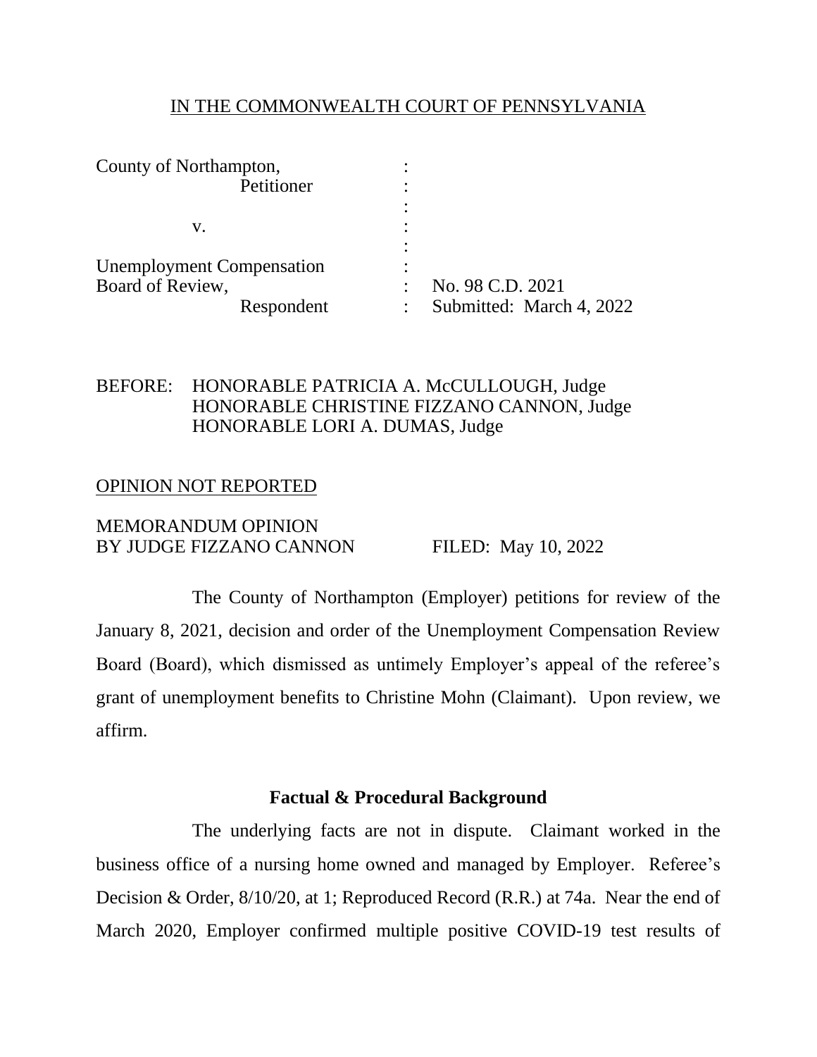IN THE COMMONWEALTH COURT OF PENNSYLVANIA

| | | |
|---|---|---|
| County of Northampton, Petitioner | : | |
| v. | : | |
| Unemployment Compensation Board of Review, Respondent | : | No. 98 C.D. 2021 Submitted: March 4, 2022 |

BEFORE: HONORABLE PATRICIA A. McCULLOUGH, Judge
HONORABLE CHRISTINE FIZZANO CANNON, Judge
HONORABLE LORI A. DUMAS, Judge

OPINION NOT REPORTED

MEMORANDUM OPINION
BY JUDGE FIZZANO CANNON FILED: May 10, 2022

The County of Northampton (Employer) petitions for review of the January 8, 2021, decision and order of the Unemployment Compensation Review Board (Board), which dismissed as untimely Employer's appeal of the referee's grant of unemployment benefits to Christine Mohn (Claimant). Upon review, we affirm.

**Factual & Procedural Background**

The underlying facts are not in dispute. Claimant worked in the business office of a nursing home owned and managed by Employer. Referee's Decision & Order, 8/10/20, at 1; Reproduced Record (R.R.) at 74a. Near the end of March 2020, Employer confirmed multiple positive COVID-19 test results of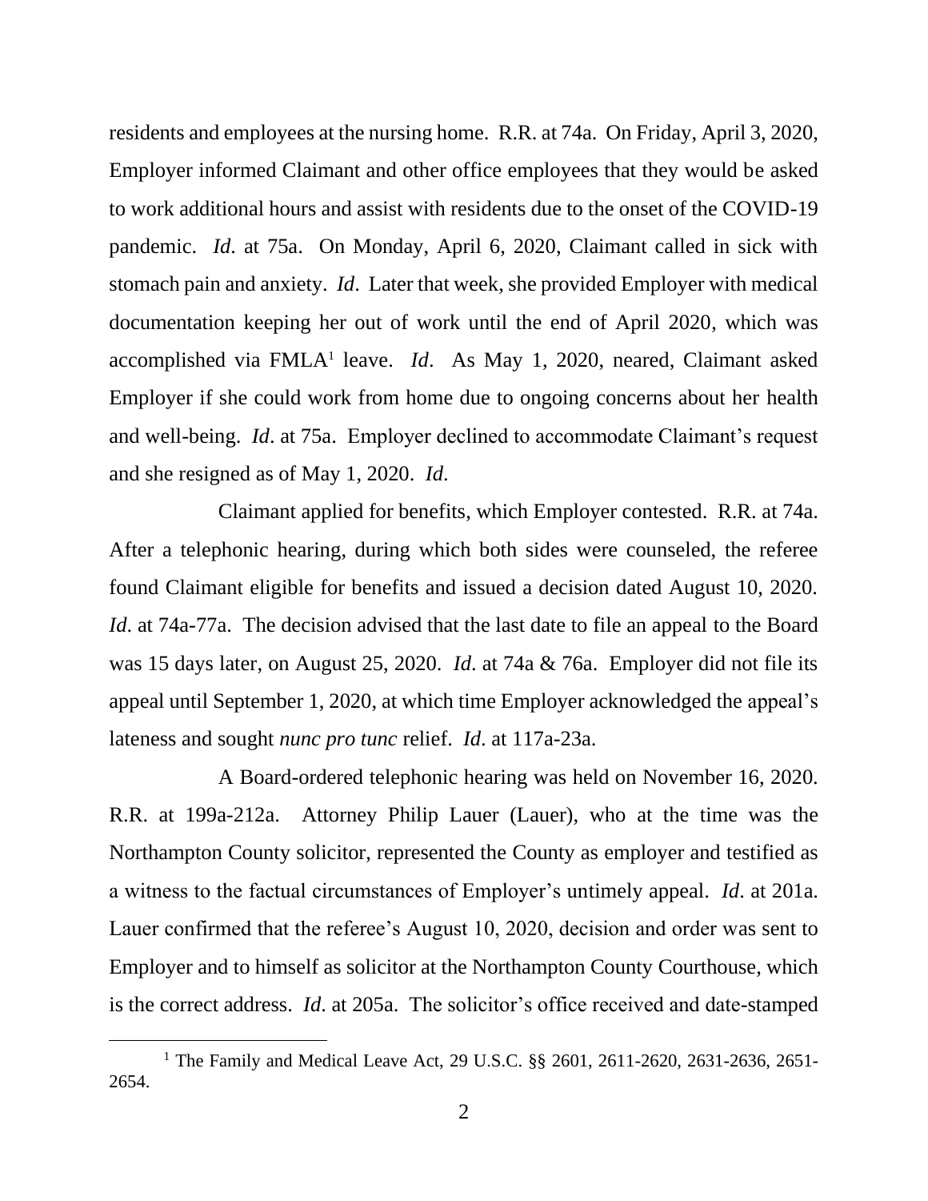residents and employees at the nursing home. R.R. at 74a. On Friday, April 3, 2020, Employer informed Claimant and other office employees that they would be asked to work additional hours and assist with residents due to the onset of the COVID-19 pandemic. *Id*. at 75a. On Monday, April 6, 2020, Claimant called in sick with stomach pain and anxiety. *Id*. Later that week, she provided Employer with medical documentation keeping her out of work until the end of April 2020, which was accomplished via FMLA[1] leave. *Id*. As May 1, 2020, neared, Claimant asked Employer if she could work from home due to ongoing concerns about her health and well-being. *Id*. at 75a. Employer declined to accommodate Claimant's request and she resigned as of May 1, 2020. *Id*.

Claimant applied for benefits, which Employer contested. R.R. at 74a. After a telephonic hearing, during which both sides were counseled, the referee found Claimant eligible for benefits and issued a decision dated August 10, 2020. *Id*. at 74a-77a. The decision advised that the last date to file an appeal to the Board was 15 days later, on August 25, 2020. *Id*. at 74a & 76a. Employer did not file its appeal until September 1, 2020, at which time Employer acknowledged the appeal's lateness and sought *nunc pro tunc* relief. *Id*. at 117a-23a.

A Board-ordered telephonic hearing was held on November 16, 2020. R.R. at 199a-212a. Attorney Philip Lauer (Lauer), who at the time was the Northampton County solicitor, represented the County as employer and testified as a witness to the factual circumstances of Employer's untimely appeal. *Id*. at 201a. Lauer confirmed that the referee's August 10, 2020, decision and order was sent to Employer and to himself as solicitor at the Northampton County Courthouse, which is the correct address. *Id*. at 205a. The solicitor's office received and date-stamped

---

[1] The Family and Medical Leave Act, 29 U.S.C. §§ 2601, 2611-2620, 2631-2636, 2651-2654.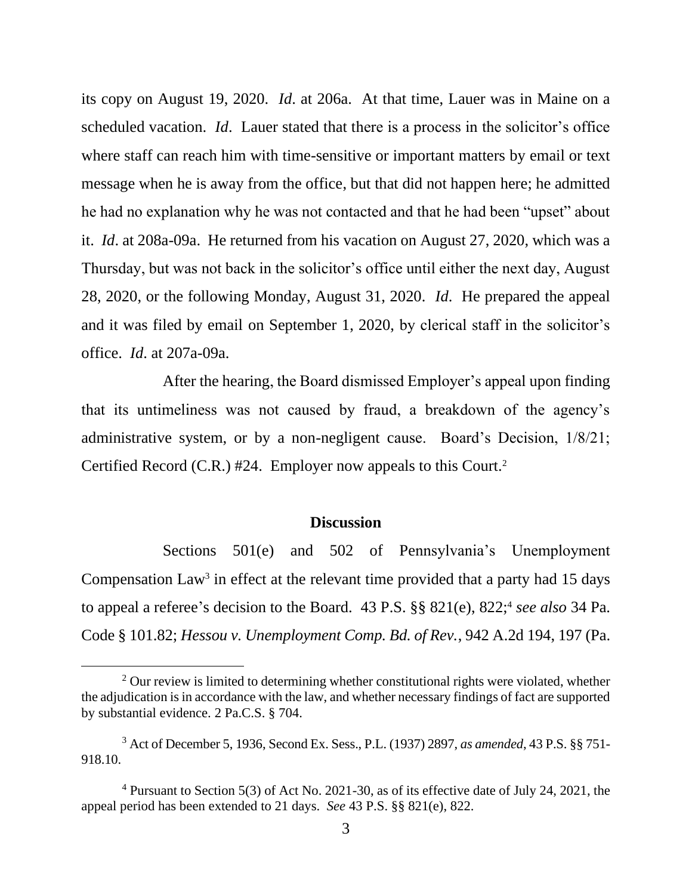its copy on August 19, 2020. *Id*. at 206a. At that time, Lauer was in Maine on a scheduled vacation. *Id*. Lauer stated that there is a process in the solicitor's office where staff can reach him with time-sensitive or important matters by email or text message when he is away from the office, but that did not happen here; he admitted he had no explanation why he was not contacted and that he had been "upset" about it. *Id*. at 208a-09a. He returned from his vacation on August 27, 2020, which was a Thursday, but was not back in the solicitor's office until either the next day, August 28, 2020, or the following Monday, August 31, 2020. *Id*. He prepared the appeal and it was filed by email on September 1, 2020, by clerical staff in the solicitor's office. *Id*. at 207a-09a.

After the hearing, the Board dismissed Employer's appeal upon finding that its untimeliness was not caused by fraud, a breakdown of the agency's administrative system, or by a non-negligent cause. Board's Decision, 1/8/21; Certified Record (C.R.) #24. Employer now appeals to this Court.[2]

## Discussion

Sections 501(e) and 502 of Pennsylvania's Unemployment Compensation Law[3] in effect at the relevant time provided that a party had 15 days to appeal a referee's decision to the Board. 43 P.S. §§ 821(e), 822;[4] *see also* 34 Pa. Code § 101.82; *Hessou v. Unemployment Comp. Bd. of Rev.*, 942 A.2d 194, 197 (Pa.

---

[2] Our review is limited to determining whether constitutional rights were violated, whether the adjudication is in accordance with the law, and whether necessary findings of fact are supported by substantial evidence. 2 Pa.C.S. § 704.

[3] Act of December 5, 1936, Second Ex. Sess., P.L. (1937) 2897, *as amended*, 43 P.S. §§ 751-918.10.

[4] Pursuant to Section 5(3) of Act No. 2021-30, as of its effective date of July 24, 2021, the appeal period has been extended to 21 days. *See* 43 P.S. §§ 821(e), 822.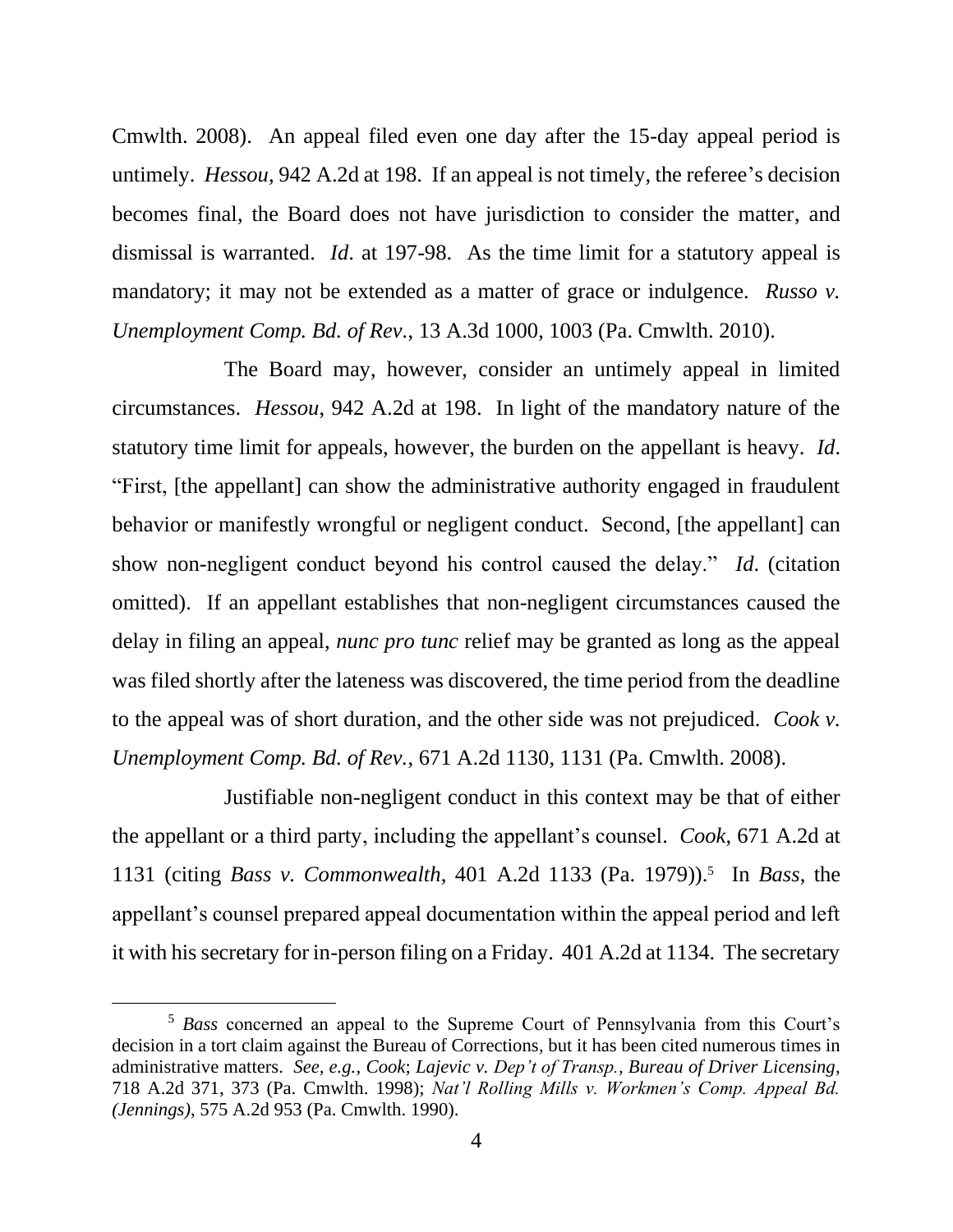Cmwlth. 2008). An appeal filed even one day after the 15-day appeal period is untimely. *Hessou*, 942 A.2d at 198. If an appeal is not timely, the referee's decision becomes final, the Board does not have jurisdiction to consider the matter, and dismissal is warranted. *Id*. at 197-98. As the time limit for a statutory appeal is mandatory; it may not be extended as a matter of grace or indulgence. *Russo v. Unemployment Comp. Bd. of Rev.*, 13 A.3d 1000, 1003 (Pa. Cmwlth. 2010).

The Board may, however, consider an untimely appeal in limited circumstances. *Hessou*, 942 A.2d at 198. In light of the mandatory nature of the statutory time limit for appeals, however, the burden on the appellant is heavy. *Id*. "First, [the appellant] can show the administrative authority engaged in fraudulent behavior or manifestly wrongful or negligent conduct. Second, [the appellant] can show non-negligent conduct beyond his control caused the delay." *Id*. (citation omitted). If an appellant establishes that non-negligent circumstances caused the delay in filing an appeal, *nunc pro tunc* relief may be granted as long as the appeal was filed shortly after the lateness was discovered, the time period from the deadline to the appeal was of short duration, and the other side was not prejudiced. *Cook v. Unemployment Comp. Bd. of Rev.*, 671 A.2d 1130, 1131 (Pa. Cmwlth. 2008).

Justifiable non-negligent conduct in this context may be that of either the appellant or a third party, including the appellant's counsel. *Cook*, 671 A.2d at 1131 (citing *Bass v. Commonwealth*, 401 A.2d 1133 (Pa. 1979)).[5] In *Bass*, the appellant's counsel prepared appeal documentation within the appeal period and left it with his secretary for in-person filing on a Friday. 401 A.2d at 1134. The secretary

[5] *Bass* concerned an appeal to the Supreme Court of Pennsylvania from this Court's decision in a tort claim against the Bureau of Corrections, but it has been cited numerous times in administrative matters. *See, e.g.*, *Cook*; *Lajevic v. Dep't of Transp., Bureau of Driver Licensing*, 718 A.2d 371, 373 (Pa. Cmwlth. 1998); *Nat'l Rolling Mills v. Workmen's Comp. Appeal Bd. (Jennings)*, 575 A.2d 953 (Pa. Cmwlth. 1990).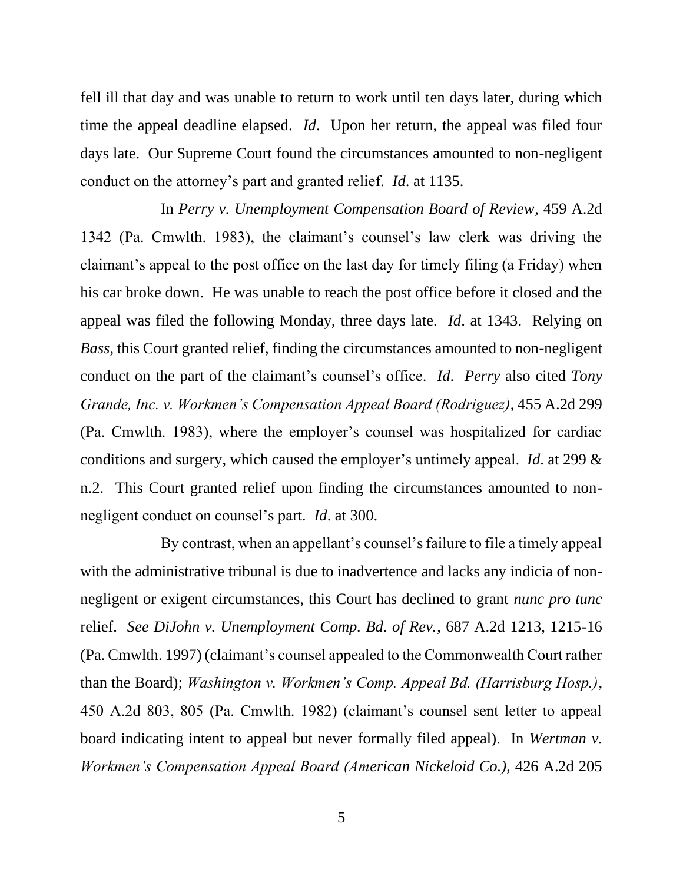fell ill that day and was unable to return to work until ten days later, during which time the appeal deadline elapsed. *Id*. Upon her return, the appeal was filed four days late. Our Supreme Court found the circumstances amounted to non-negligent conduct on the attorney's part and granted relief. *Id*. at 1135.

In *Perry v. Unemployment Compensation Board of Review*, 459 A.2d 1342 (Pa. Cmwlth. 1983), the claimant's counsel's law clerk was driving the claimant's appeal to the post office on the last day for timely filing (a Friday) when his car broke down. He was unable to reach the post office before it closed and the appeal was filed the following Monday, three days late. *Id*. at 1343. Relying on *Bass*, this Court granted relief, finding the circumstances amounted to non-negligent conduct on the part of the claimant's counsel's office. *Id*. *Perry* also cited *Tony Grande, Inc. v. Workmen's Compensation Appeal Board (Rodriguez)*, 455 A.2d 299 (Pa. Cmwlth. 1983), where the employer's counsel was hospitalized for cardiac conditions and surgery, which caused the employer's untimely appeal. *Id*. at 299 & n.2. This Court granted relief upon finding the circumstances amounted to non-negligent conduct on counsel's part. *Id*. at 300.

By contrast, when an appellant's counsel's failure to file a timely appeal with the administrative tribunal is due to inadvertence and lacks any indicia of non-negligent or exigent circumstances, this Court has declined to grant *nunc pro tunc* relief. *See DiJohn v. Unemployment Comp. Bd. of Rev.*, 687 A.2d 1213, 1215-16 (Pa. Cmwlth. 1997) (claimant's counsel appealed to the Commonwealth Court rather than the Board); *Washington v. Workmen's Comp. Appeal Bd. (Harrisburg Hosp.)*, 450 A.2d 803, 805 (Pa. Cmwlth. 1982) (claimant's counsel sent letter to appeal board indicating intent to appeal but never formally filed appeal). In *Wertman v. Workmen's Compensation Appeal Board (American Nickeloid Co.)*, 426 A.2d 205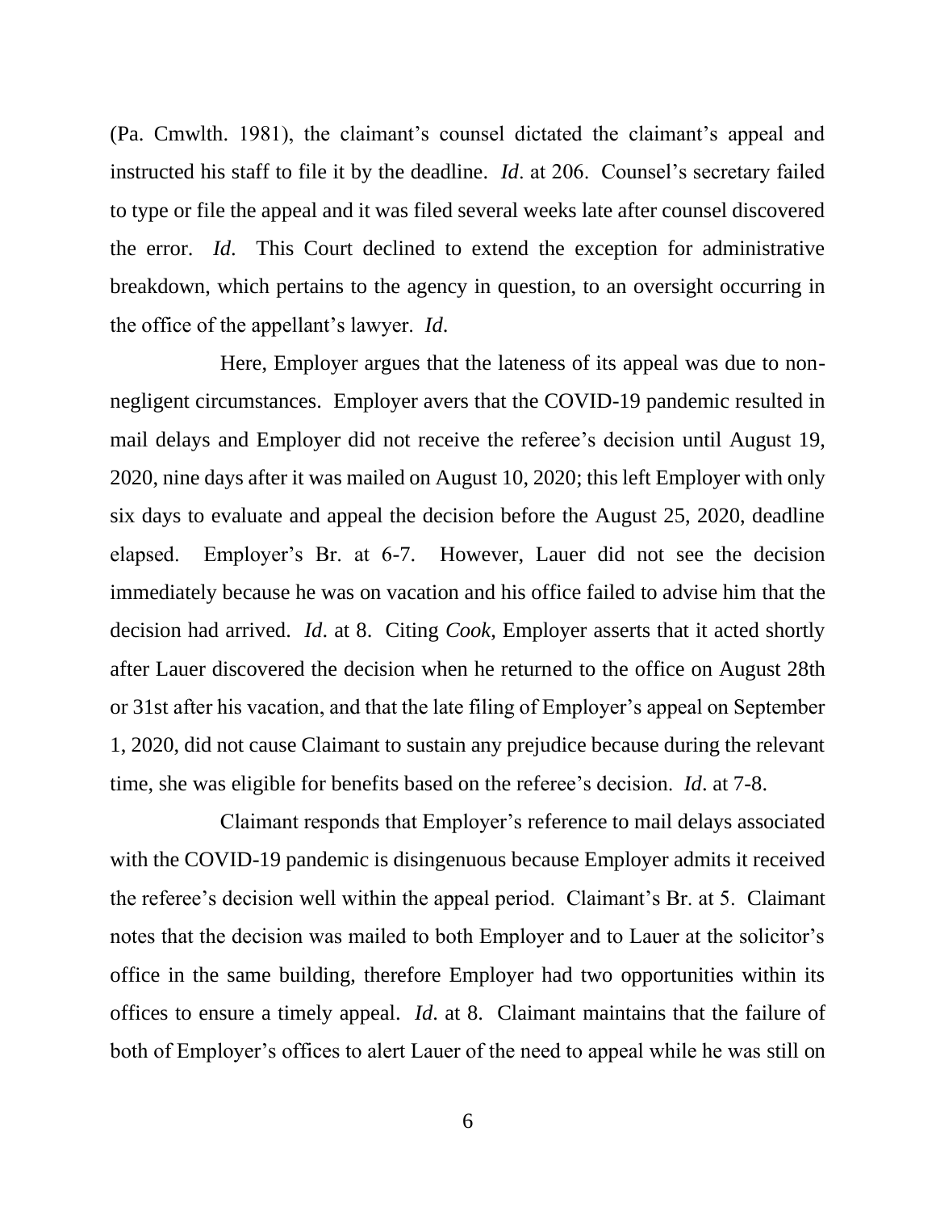(Pa. Cmwlth. 1981), the claimant's counsel dictated the claimant's appeal and instructed his staff to file it by the deadline. *Id*. at 206. Counsel's secretary failed to type or file the appeal and it was filed several weeks late after counsel discovered the error. *Id*. This Court declined to extend the exception for administrative breakdown, which pertains to the agency in question, to an oversight occurring in the office of the appellant's lawyer. *Id*.

Here, Employer argues that the lateness of its appeal was due to non-negligent circumstances. Employer avers that the COVID-19 pandemic resulted in mail delays and Employer did not receive the referee's decision until August 19, 2020, nine days after it was mailed on August 10, 2020; this left Employer with only six days to evaluate and appeal the decision before the August 25, 2020, deadline elapsed. Employer's Br. at 6-7. However, Lauer did not see the decision immediately because he was on vacation and his office failed to advise him that the decision had arrived. *Id*. at 8. Citing *Cook*, Employer asserts that it acted shortly after Lauer discovered the decision when he returned to the office on August 28th or 31st after his vacation, and that the late filing of Employer's appeal on September 1, 2020, did not cause Claimant to sustain any prejudice because during the relevant time, she was eligible for benefits based on the referee's decision. *Id*. at 7-8.

Claimant responds that Employer's reference to mail delays associated with the COVID-19 pandemic is disingenuous because Employer admits it received the referee's decision well within the appeal period. Claimant's Br. at 5. Claimant notes that the decision was mailed to both Employer and to Lauer at the solicitor's office in the same building, therefore Employer had two opportunities within its offices to ensure a timely appeal. *Id*. at 8. Claimant maintains that the failure of both of Employer's offices to alert Lauer of the need to appeal while he was still on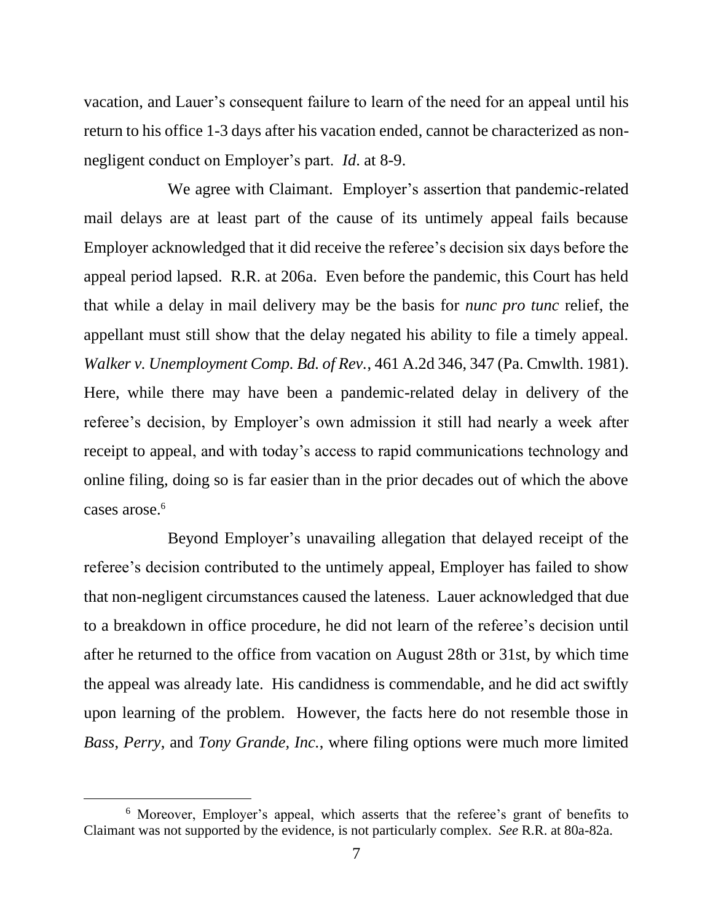vacation, and Lauer's consequent failure to learn of the need for an appeal until his return to his office 1-3 days after his vacation ended, cannot be characterized as non-negligent conduct on Employer's part. *Id*. at 8-9.

We agree with Claimant. Employer's assertion that pandemic-related mail delays are at least part of the cause of its untimely appeal fails because Employer acknowledged that it did receive the referee's decision six days before the appeal period lapsed. R.R. at 206a. Even before the pandemic, this Court has held that while a delay in mail delivery may be the basis for *nunc pro tunc* relief, the appellant must still show that the delay negated his ability to file a timely appeal. *Walker v. Unemployment Comp. Bd. of Rev.*, 461 A.2d 346, 347 (Pa. Cmwlth. 1981). Here, while there may have been a pandemic-related delay in delivery of the referee's decision, by Employer's own admission it still had nearly a week after receipt to appeal, and with today's access to rapid communications technology and online filing, doing so is far easier than in the prior decades out of which the above cases arose.[6]

Beyond Employer's unavailing allegation that delayed receipt of the referee's decision contributed to the untimely appeal, Employer has failed to show that non-negligent circumstances caused the lateness. Lauer acknowledged that due to a breakdown in office procedure, he did not learn of the referee's decision until after he returned to the office from vacation on August 28th or 31st, by which time the appeal was already late. His candidness is commendable, and he did act swiftly upon learning of the problem. However, the facts here do not resemble those in *Bass*, *Perry*, and *Tony Grande, Inc.*, where filing options were much more limited

---

[6] Moreover, Employer's appeal, which asserts that the referee's grant of benefits to Claimant was not supported by the evidence, is not particularly complex. *See* R.R. at 80a-82a.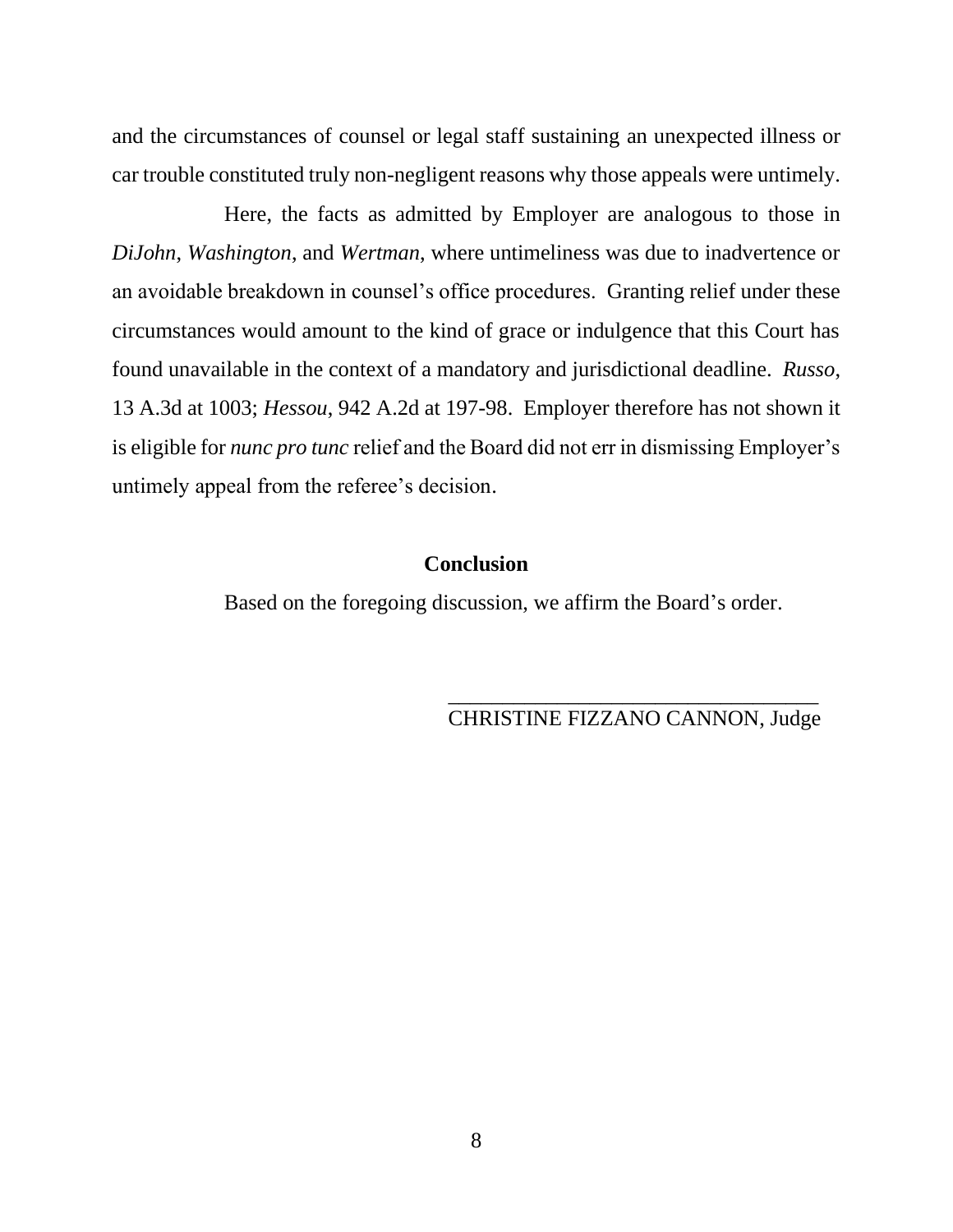and the circumstances of counsel or legal staff sustaining an unexpected illness or car trouble constituted truly non-negligent reasons why those appeals were untimely.

Here, the facts as admitted by Employer are analogous to those in *DiJohn*, *Washington*, and *Wertman*, where untimeliness was due to inadvertence or an avoidable breakdown in counsel's office procedures. Granting relief under these circumstances would amount to the kind of grace or indulgence that this Court has found unavailable in the context of a mandatory and jurisdictional deadline. *Russo*, 13 A.3d at 1003; *Hessou*, 942 A.2d at 197-98. Employer therefore has not shown it is eligible for *nunc pro tunc* relief and the Board did not err in dismissing Employer's untimely appeal from the referee's decision.

**Conclusion**

Based on the foregoing discussion, we affirm the Board's order.

\_\_\_\_\_\_\_\_\_\_\_\_\_\_\_\_\_\_\_\_\_\_\_\_\_\_\_\_\_\_\_\_\_\_\_\_

CHRISTINE FIZZANO CANNON, Judge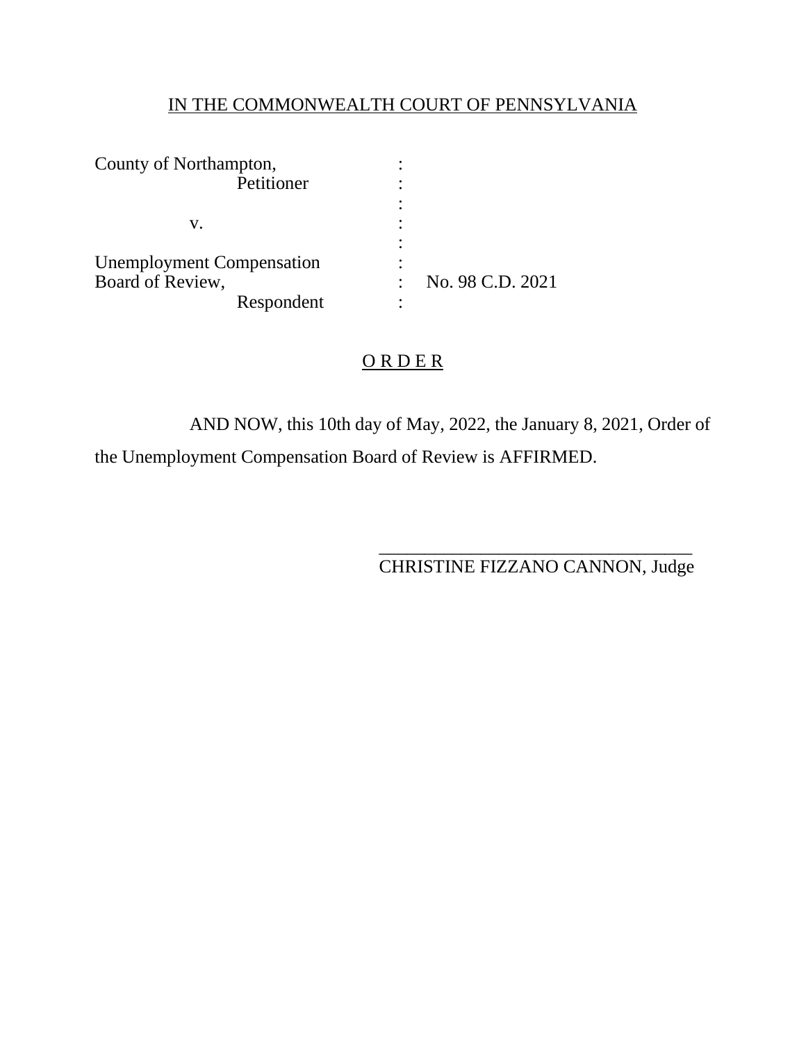IN THE COMMONWEALTH COURT OF PENNSYLVANIA

| | | |
|---|---|---|
| County of Northampton, Petitioner | : | |
| v. | : | |
| Unemployment Compensation Board of Review, Respondent | : | No. 98 C.D. 2021 |

## O R D E R

AND NOW, this 10th day of May, 2022, the January 8, 2021, Order of the Unemployment Compensation Board of Review is AFFIRMED.

\_\_\_\_\_\_\_\_\_\_\_\_\_\_\_\_\_\_\_\_\_\_\_\_\_\_\_\_\_\_\_\_\_\_\_\_\_\_\_\_

CHRISTINE FIZZANO CANNON, Judge